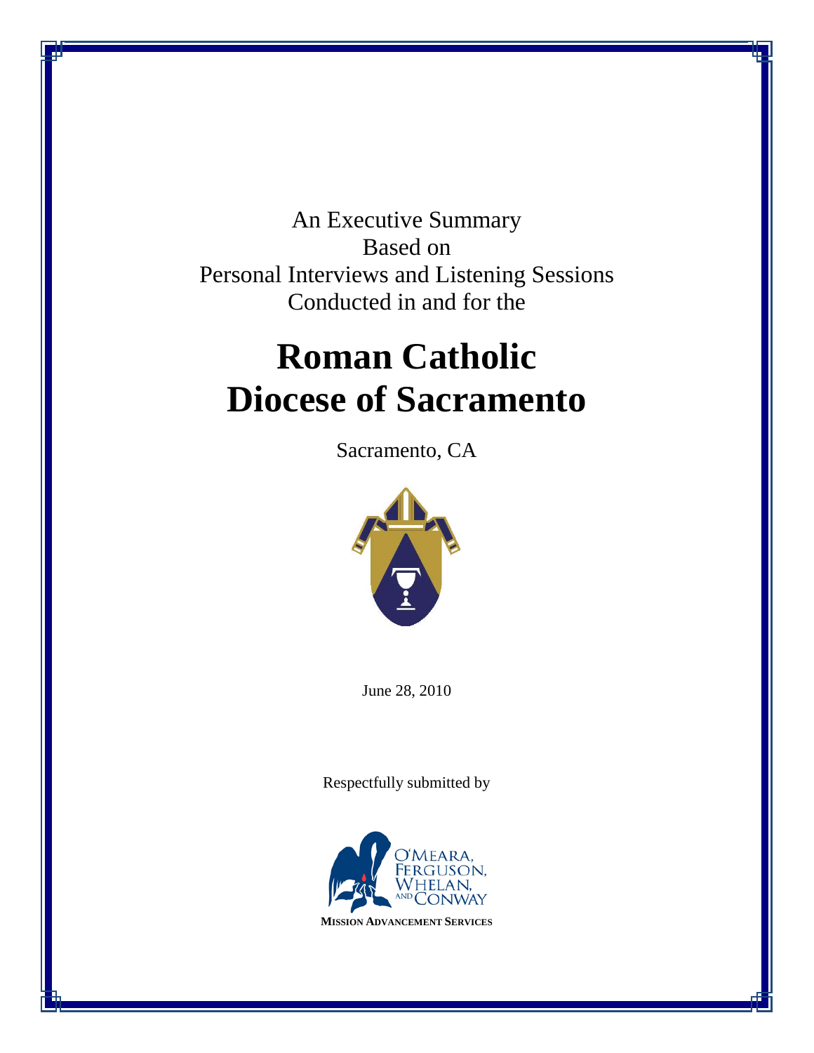An Executive Summary
Based on
Personal Interviews and Listening Sessions
Conducted in and for the

# Roman Catholic Diocese of Sacramento

Sacramento, CA

June 28, 2010

Respectfully submitted by

O'MEARA, FERGUSON, WHELAN, AND CONWAY

MISSION ADVANCEMENT SERVICES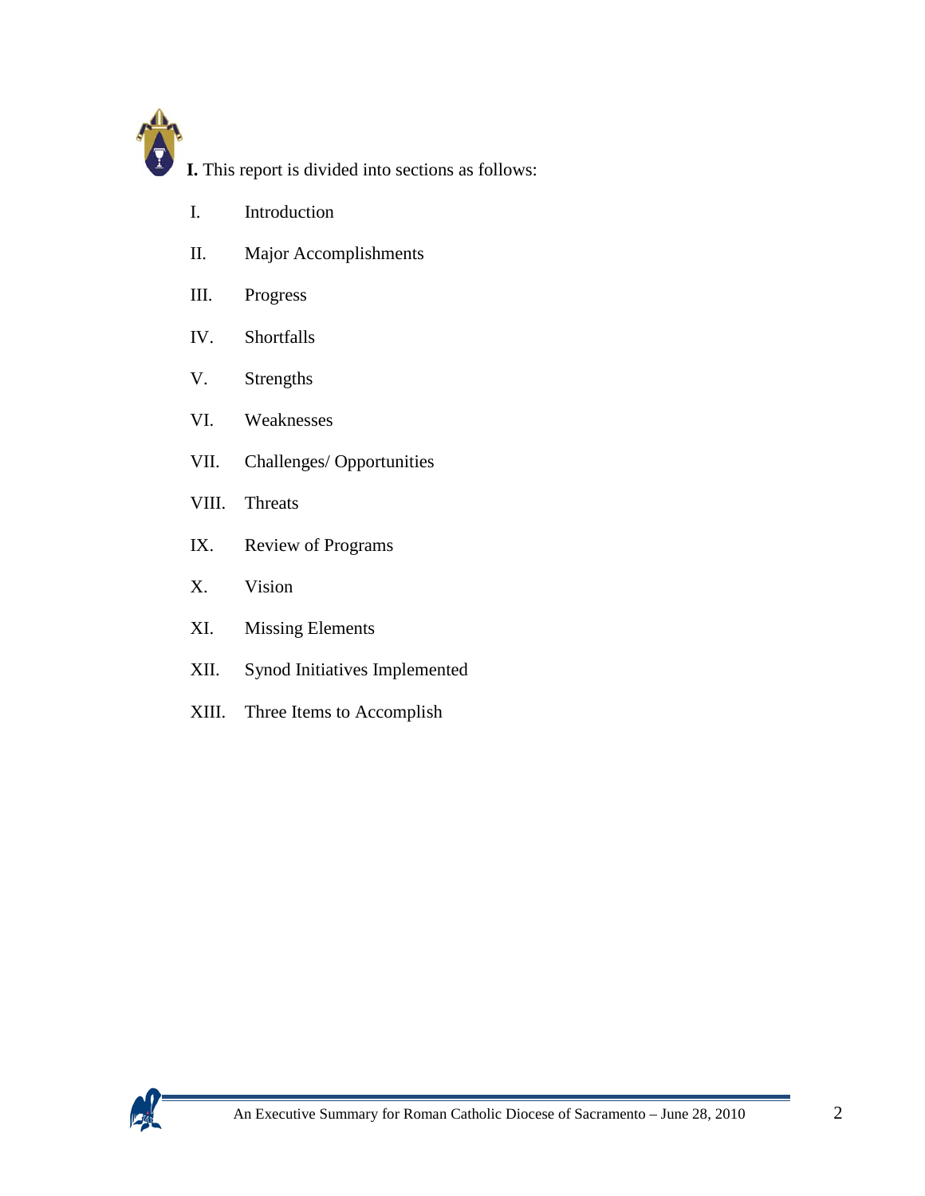**I.** This report is divided into sections as follows:

- I. Introduction
- II. Major Accomplishments
- III. Progress
- IV. Shortfalls
- V. Strengths
- VI. Weaknesses
- VII. Challenges/ Opportunities
- VIII. Threats
- IX. Review of Programs
- X. Vision
- XI. Missing Elements
- XII. Synod Initiatives Implemented
- XIII. Three Items to Accomplish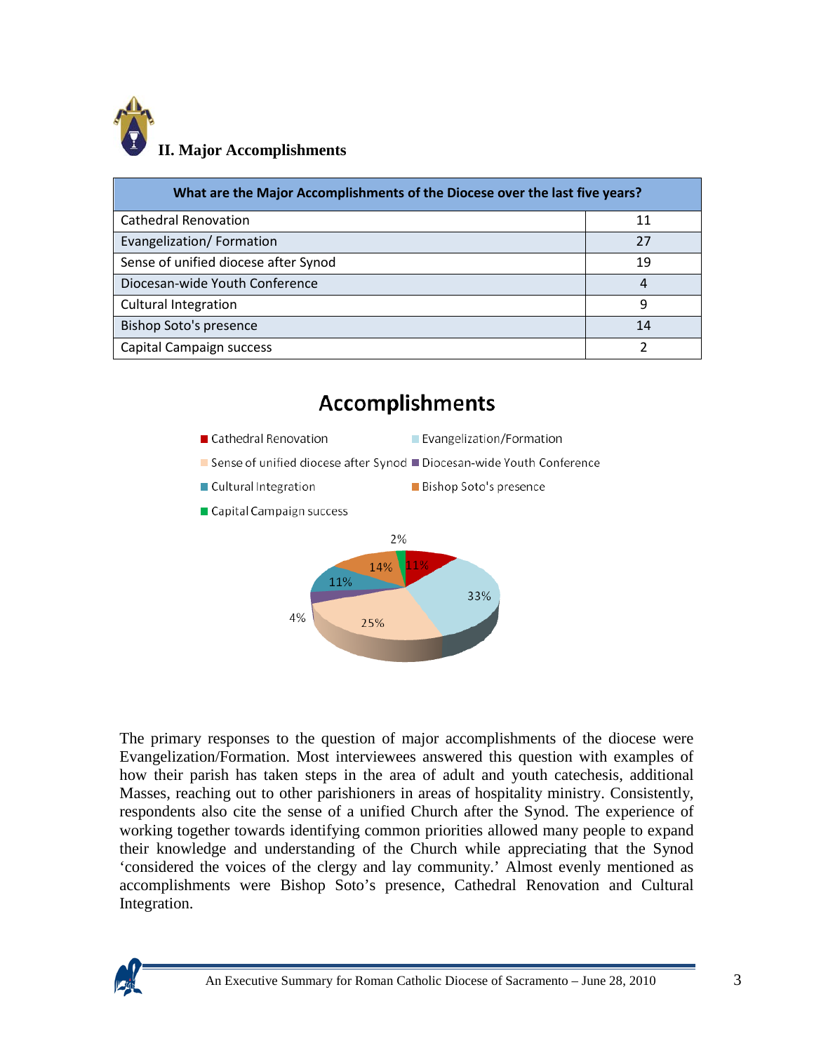## II. Major Accomplishments

| What are the Major Accomplishments of the Diocese over the last five years? | |
|---|---|
| Cathedral Renovation | 11 |
| Evangelization/ Formation | 27 |
| Sense of unified diocese after Synod | 19 |
| Diocesan-wide Youth Conference | 4 |
| Cultural Integration | 9 |
| Bishop Soto's presence | 14 |
| Capital Campaign success | 2 |

### Accomplishments

| Category | Percentage |
|---|---|
| Cathedral Renovation | 11% |
| Evangelization/Formation | 33% |
| Sense of unified diocese after Synod | 25% |
| Diocesan-wide Youth Conference | 4% |
| Cultural Integration | 11% |
| Bishop Soto's presence | 14% |
| Capital Campaign success | 2% |

The primary responses to the question of major accomplishments of the diocese were Evangelization/Formation. Most interviewees answered this question with examples of how their parish has taken steps in the area of adult and youth catechesis, additional Masses, reaching out to other parishioners in areas of hospitality ministry. Consistently, respondents also cite the sense of a unified Church after the Synod. The experience of working together towards identifying common priorities allowed many people to expand their knowledge and understanding of the Church while appreciating that the Synod 'considered the voices of the clergy and lay community.' Almost evenly mentioned as accomplishments were Bishop Soto's presence, Cathedral Renovation and Cultural Integration.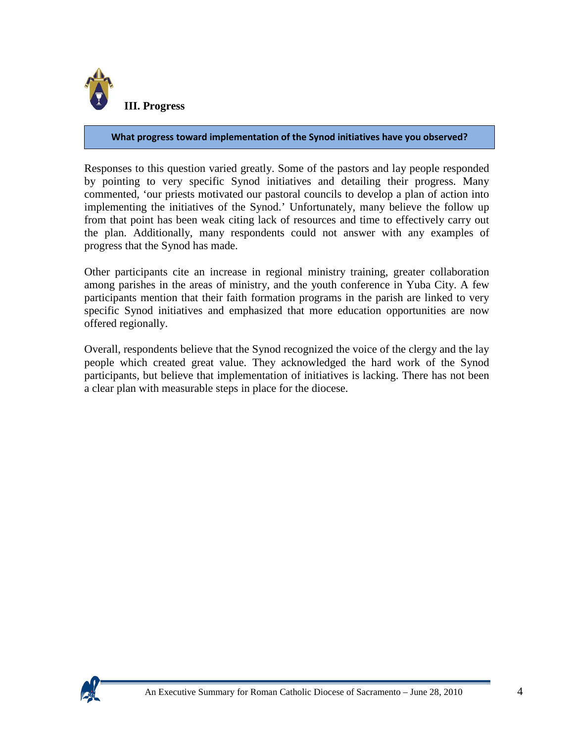## III. Progress

**What progress toward implementation of the Synod initiatives have you observed?**

Responses to this question varied greatly. Some of the pastors and lay people responded by pointing to very specific Synod initiatives and detailing their progress. Many commented, 'our priests motivated our pastoral councils to develop a plan of action into implementing the initiatives of the Synod.' Unfortunately, many believe the follow up from that point has been weak citing lack of resources and time to effectively carry out the plan. Additionally, many respondents could not answer with any examples of progress that the Synod has made.

Other participants cite an increase in regional ministry training, greater collaboration among parishes in the areas of ministry, and the youth conference in Yuba City. A few participants mention that their faith formation programs in the parish are linked to very specific Synod initiatives and emphasized that more education opportunities are now offered regionally.

Overall, respondents believe that the Synod recognized the voice of the clergy and the lay people which created great value. They acknowledged the hard work of the Synod participants, but believe that implementation of initiatives is lacking. There has not been a clear plan with measurable steps in place for the diocese.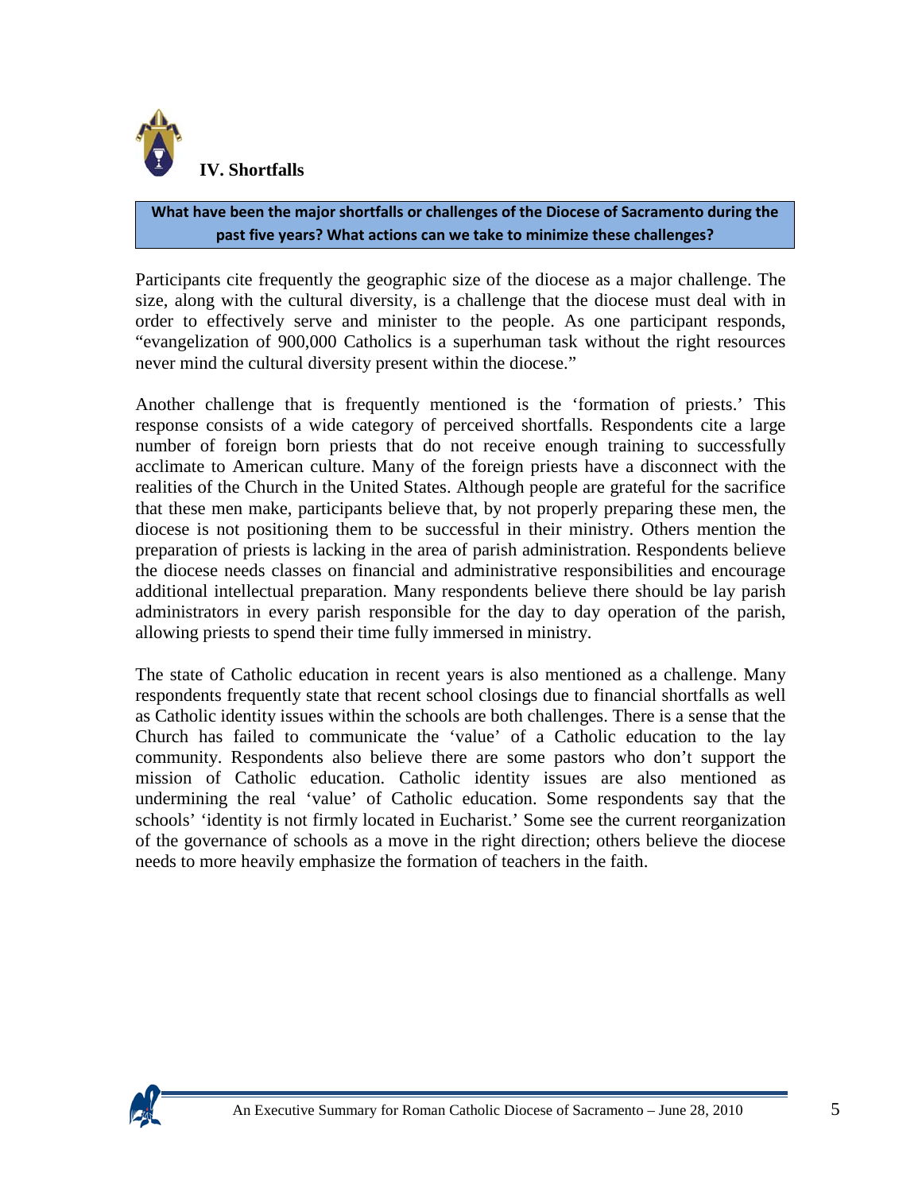## IV. Shortfalls

**What have been the major shortfalls or challenges of the Diocese of Sacramento during the past five years? What actions can we take to minimize these challenges?**

Participants cite frequently the geographic size of the diocese as a major challenge. The size, along with the cultural diversity, is a challenge that the diocese must deal with in order to effectively serve and minister to the people. As one participant responds, "evangelization of 900,000 Catholics is a superhuman task without the right resources never mind the cultural diversity present within the diocese."

Another challenge that is frequently mentioned is the 'formation of priests.' This response consists of a wide category of perceived shortfalls. Respondents cite a large number of foreign born priests that do not receive enough training to successfully acclimate to American culture. Many of the foreign priests have a disconnect with the realities of the Church in the United States. Although people are grateful for the sacrifice that these men make, participants believe that, by not properly preparing these men, the diocese is not positioning them to be successful in their ministry. Others mention the preparation of priests is lacking in the area of parish administration. Respondents believe the diocese needs classes on financial and administrative responsibilities and encourage additional intellectual preparation. Many respondents believe there should be lay parish administrators in every parish responsible for the day to day operation of the parish, allowing priests to spend their time fully immersed in ministry.

The state of Catholic education in recent years is also mentioned as a challenge. Many respondents frequently state that recent school closings due to financial shortfalls as well as Catholic identity issues within the schools are both challenges. There is a sense that the Church has failed to communicate the 'value' of a Catholic education to the lay community. Respondents also believe there are some pastors who don't support the mission of Catholic education. Catholic identity issues are also mentioned as undermining the real 'value' of Catholic education. Some respondents say that the schools' 'identity is not firmly located in Eucharist.' Some see the current reorganization of the governance of schools as a move in the right direction; others believe the diocese needs to more heavily emphasize the formation of teachers in the faith.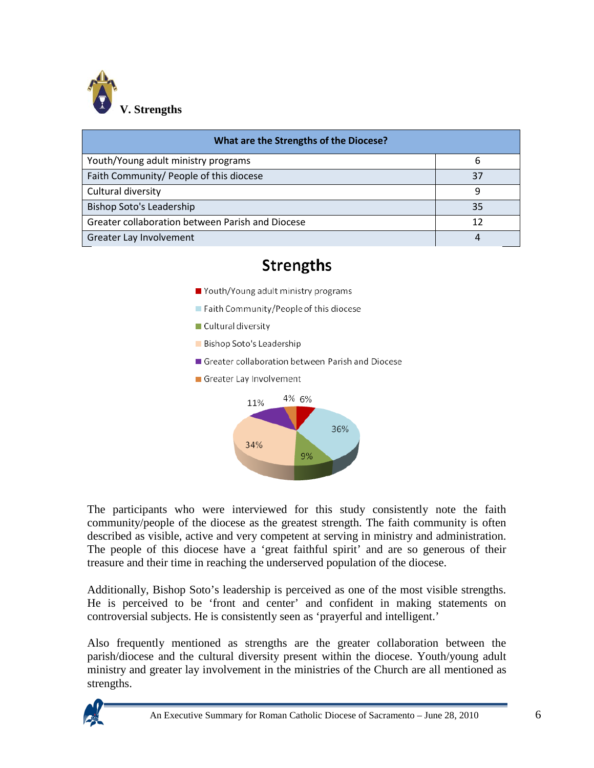## V. Strengths

| What are the Strengths of the Diocese? | |
|---|---|
| Youth/Young adult ministry programs | 6 |
| Faith Community/ People of this diocese | 37 |
| Cultural diversity | 9 |
| Bishop Soto's Leadership | 35 |
| Greater collaboration between Parish and Diocese | 12 |
| Greater Lay Involvement | 4 |

**Strengths**

- Youth/Young adult ministry programs
- Faith Community/People of this diocese
- Cultural diversity
- Bishop Soto's Leadership
- Greater collaboration between Parish and Diocese
- Greater Lay Involvement

6%, 36%, 9%, 34%, 11%, 4%

The participants who were interviewed for this study consistently note the faith community/people of the diocese as the greatest strength. The faith community is often described as visible, active and very competent at serving in ministry and administration. The people of this diocese have a 'great faithful spirit' and are so generous of their treasure and their time in reaching the underserved population of the diocese.

Additionally, Bishop Soto's leadership is perceived as one of the most visible strengths. He is perceived to be 'front and center' and confident in making statements on controversial subjects. He is consistently seen as 'prayerful and intelligent.'

Also frequently mentioned as strengths are the greater collaboration between the parish/diocese and the cultural diversity present within the diocese. Youth/young adult ministry and greater lay involvement in the ministries of the Church are all mentioned as strengths.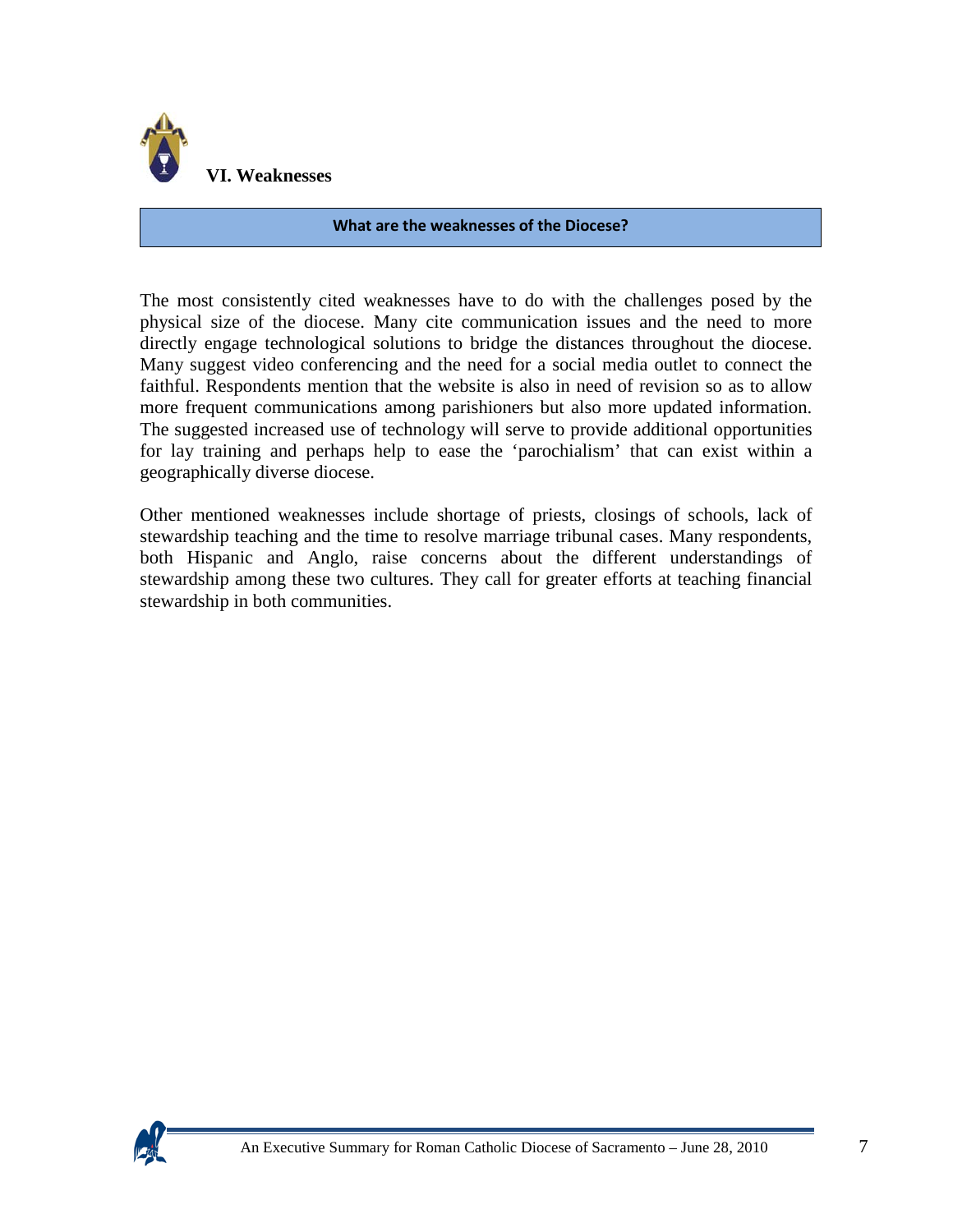## VI. Weaknesses

**What are the weaknesses of the Diocese?**

The most consistently cited weaknesses have to do with the challenges posed by the physical size of the diocese. Many cite communication issues and the need to more directly engage technological solutions to bridge the distances throughout the diocese. Many suggest video conferencing and the need for a social media outlet to connect the faithful. Respondents mention that the website is also in need of revision so as to allow more frequent communications among parishioners but also more updated information. The suggested increased use of technology will serve to provide additional opportunities for lay training and perhaps help to ease the 'parochialism' that can exist within a geographically diverse diocese.

Other mentioned weaknesses include shortage of priests, closings of schools, lack of stewardship teaching and the time to resolve marriage tribunal cases. Many respondents, both Hispanic and Anglo, raise concerns about the different understandings of stewardship among these two cultures. They call for greater efforts at teaching financial stewardship in both communities.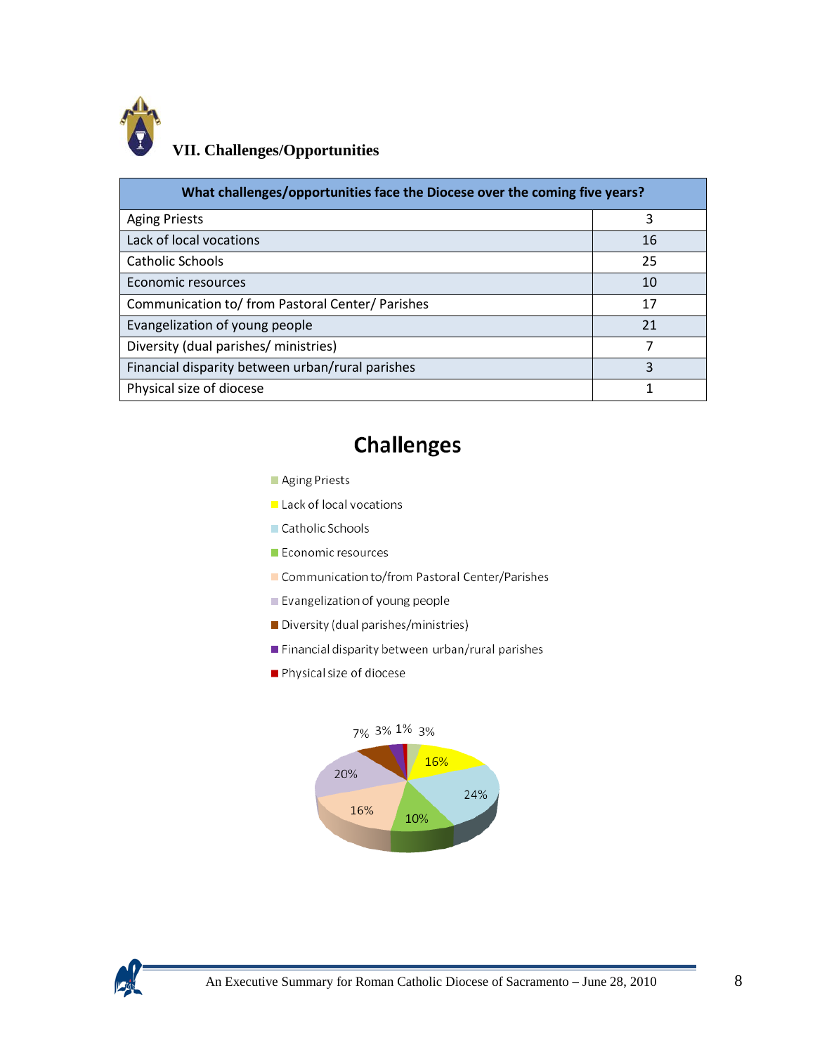## VII. Challenges/Opportunities

| What challenges/opportunities face the Diocese over the coming five years? | |
|---|---|
| Aging Priests | 3 |
| Lack of local vocations | 16 |
| Catholic Schools | 25 |
| Economic resources | 10 |
| Communication to/ from Pastoral Center/ Parishes | 17 |
| Evangelization of young people | 21 |
| Diversity (dual parishes/ ministries) | 7 |
| Financial disparity between urban/rural parishes | 3 |
| Physical size of diocese | 1 |

**Challenges**

- Aging Priests
- Lack of local vocations
- Catholic Schools
- Economic resources
- Communication to/from Pastoral Center/Parishes
- Evangelization of young people
- Diversity (dual parishes/ministries)
- Financial disparity between urban/rural parishes
- Physical size of diocese

7% 3% 1% 3% 16% 24% 10% 16% 20%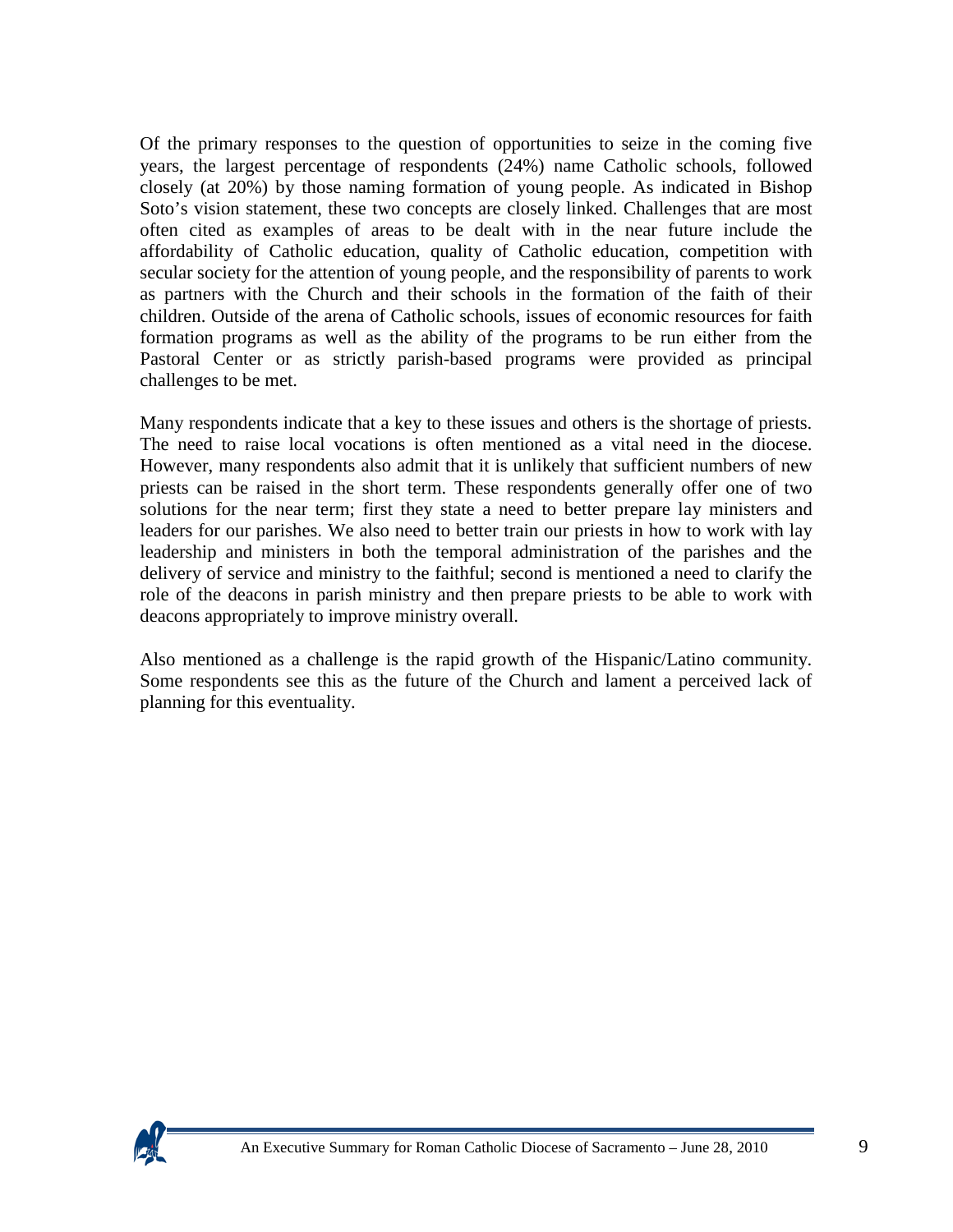Of the primary responses to the question of opportunities to seize in the coming five years, the largest percentage of respondents (24%) name Catholic schools, followed closely (at 20%) by those naming formation of young people. As indicated in Bishop Soto's vision statement, these two concepts are closely linked. Challenges that are most often cited as examples of areas to be dealt with in the near future include the affordability of Catholic education, quality of Catholic education, competition with secular society for the attention of young people, and the responsibility of parents to work as partners with the Church and their schools in the formation of the faith of their children. Outside of the arena of Catholic schools, issues of economic resources for faith formation programs as well as the ability of the programs to be run either from the Pastoral Center or as strictly parish-based programs were provided as principal challenges to be met.

Many respondents indicate that a key to these issues and others is the shortage of priests. The need to raise local vocations is often mentioned as a vital need in the diocese. However, many respondents also admit that it is unlikely that sufficient numbers of new priests can be raised in the short term. These respondents generally offer one of two solutions for the near term; first they state a need to better prepare lay ministers and leaders for our parishes. We also need to better train our priests in how to work with lay leadership and ministers in both the temporal administration of the parishes and the delivery of service and ministry to the faithful; second is mentioned a need to clarify the role of the deacons in parish ministry and then prepare priests to be able to work with deacons appropriately to improve ministry overall.

Also mentioned as a challenge is the rapid growth of the Hispanic/Latino community. Some respondents see this as the future of the Church and lament a perceived lack of planning for this eventuality.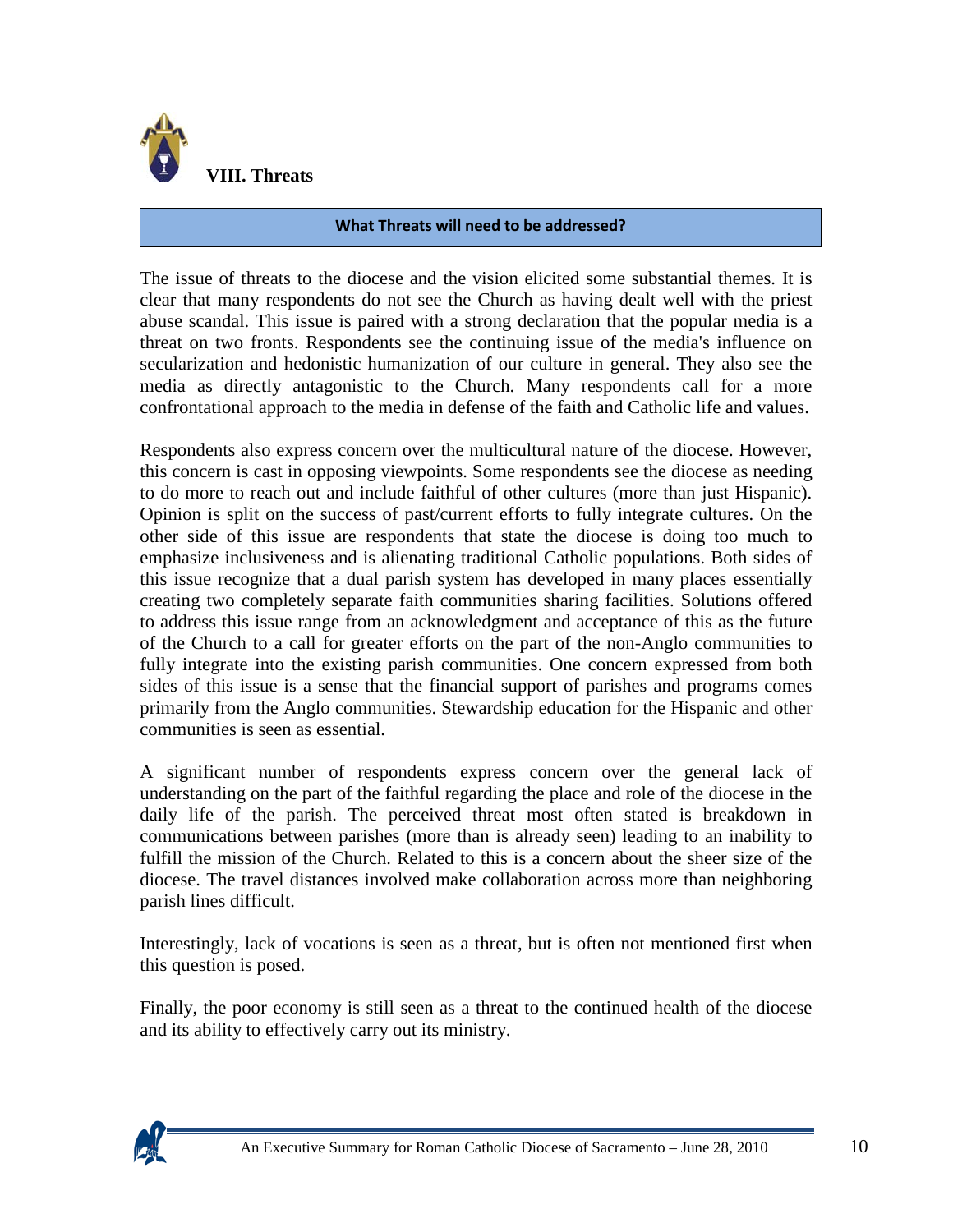# VIII. Threats

**What Threats will need to be addressed?**

The issue of threats to the diocese and the vision elicited some substantial themes. It is clear that many respondents do not see the Church as having dealt well with the priest abuse scandal. This issue is paired with a strong declaration that the popular media is a threat on two fronts. Respondents see the continuing issue of the media's influence on secularization and hedonistic humanization of our culture in general. They also see the media as directly antagonistic to the Church. Many respondents call for a more confrontational approach to the media in defense of the faith and Catholic life and values.

Respondents also express concern over the multicultural nature of the diocese. However, this concern is cast in opposing viewpoints. Some respondents see the diocese as needing to do more to reach out and include faithful of other cultures (more than just Hispanic). Opinion is split on the success of past/current efforts to fully integrate cultures. On the other side of this issue are respondents that state the diocese is doing too much to emphasize inclusiveness and is alienating traditional Catholic populations. Both sides of this issue recognize that a dual parish system has developed in many places essentially creating two completely separate faith communities sharing facilities. Solutions offered to address this issue range from an acknowledgment and acceptance of this as the future of the Church to a call for greater efforts on the part of the non-Anglo communities to fully integrate into the existing parish communities. One concern expressed from both sides of this issue is a sense that the financial support of parishes and programs comes primarily from the Anglo communities. Stewardship education for the Hispanic and other communities is seen as essential.

A significant number of respondents express concern over the general lack of understanding on the part of the faithful regarding the place and role of the diocese in the daily life of the parish. The perceived threat most often stated is breakdown in communications between parishes (more than is already seen) leading to an inability to fulfill the mission of the Church. Related to this is a concern about the sheer size of the diocese. The travel distances involved make collaboration across more than neighboring parish lines difficult.

Interestingly, lack of vocations is seen as a threat, but is often not mentioned first when this question is posed.

Finally, the poor economy is still seen as a threat to the continued health of the diocese and its ability to effectively carry out its ministry.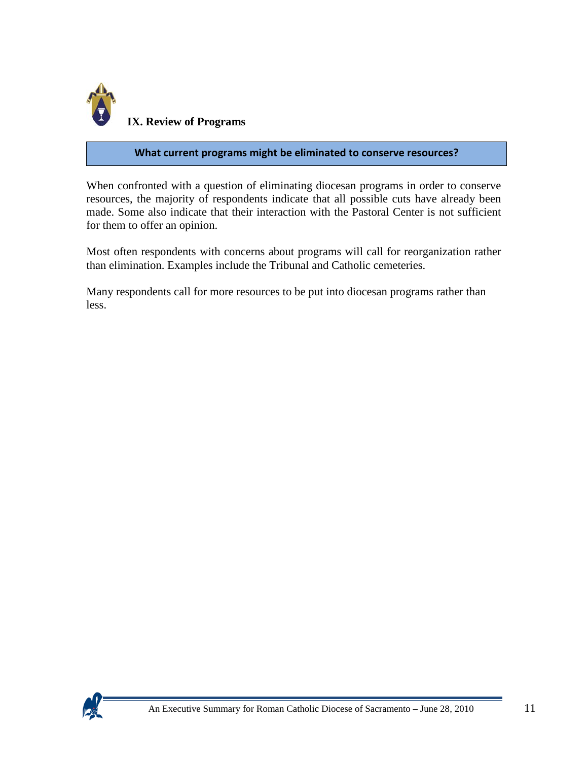## IX. Review of Programs

**What current programs might be eliminated to conserve resources?**

When confronted with a question of eliminating diocesan programs in order to conserve resources, the majority of respondents indicate that all possible cuts have already been made. Some also indicate that their interaction with the Pastoral Center is not sufficient for them to offer an opinion.

Most often respondents with concerns about programs will call for reorganization rather than elimination. Examples include the Tribunal and Catholic cemeteries.

Many respondents call for more resources to be put into diocesan programs rather than less.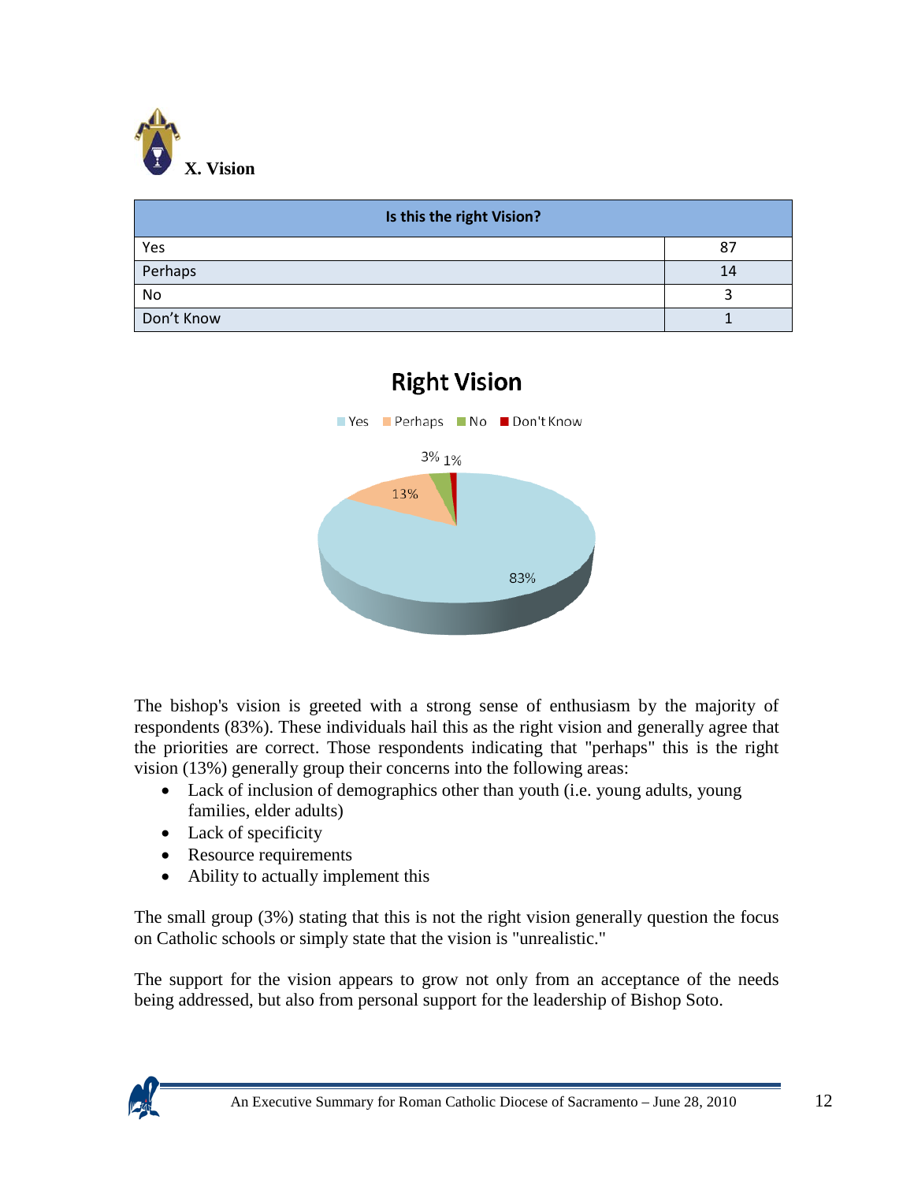## X. Vision

| Is this the right Vision? | |
|---|---|
| Yes | 87 |
| Perhaps | 14 |
| No | 3 |
| Don't Know | 1 |

The bishop's vision is greeted with a strong sense of enthusiasm by the majority of respondents (83%). These individuals hail this as the right vision and generally agree that the priorities are correct. Those respondents indicating that "perhaps" this is the right vision (13%) generally group their concerns into the following areas:

- Lack of inclusion of demographics other than youth (i.e. young adults, young families, elder adults)
- Lack of specificity
- Resource requirements
- Ability to actually implement this

The small group (3%) stating that this is not the right vision generally question the focus on Catholic schools or simply state that the vision is "unrealistic."

The support for the vision appears to grow not only from an acceptance of the needs being addressed, but also from personal support for the leadership of Bishop Soto.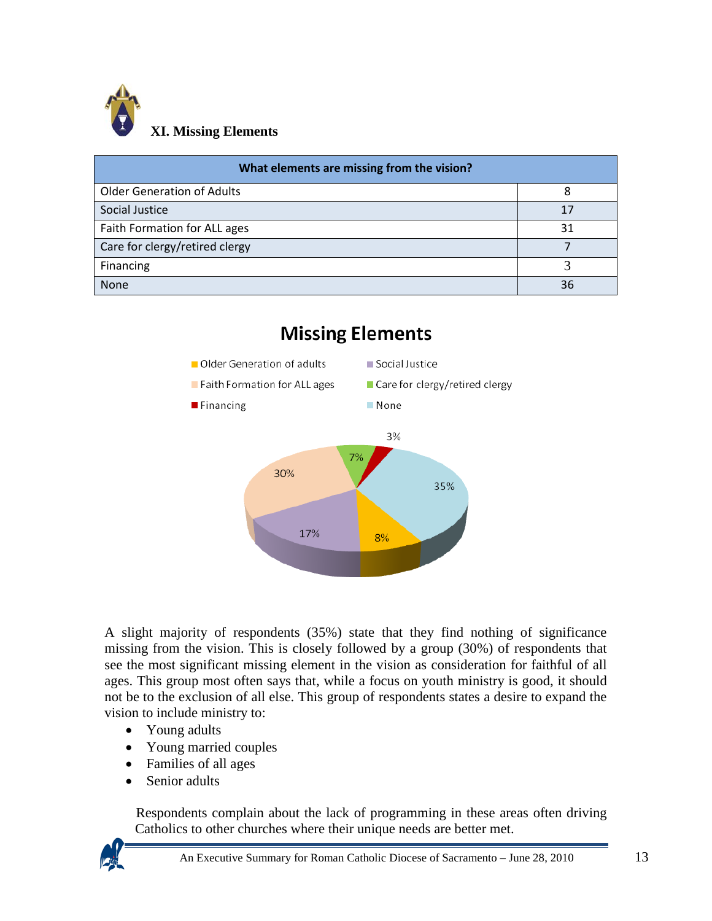## XI. Missing Elements

| What elements are missing from the vision? | |
|---|---|
| Older Generation of Adults | 8 |
| Social Justice | 17 |
| Faith Formation for ALL ages | 31 |
| Care for clergy/retired clergy | 7 |
| Financing | 3 |
| None | 36 |

**Missing Elements**

A slight majority of respondents (35%) state that they find nothing of significance missing from the vision. This is closely followed by a group (30%) of respondents that see the most significant missing element in the vision as consideration for faithful of all ages. This group most often says that, while a focus on youth ministry is good, it should not be to the exclusion of all else. This group of respondents states a desire to expand the vision to include ministry to:

- Young adults
- Young married couples
- Families of all ages
- Senior adults

Respondents complain about the lack of programming in these areas often driving Catholics to other churches where their unique needs are better met.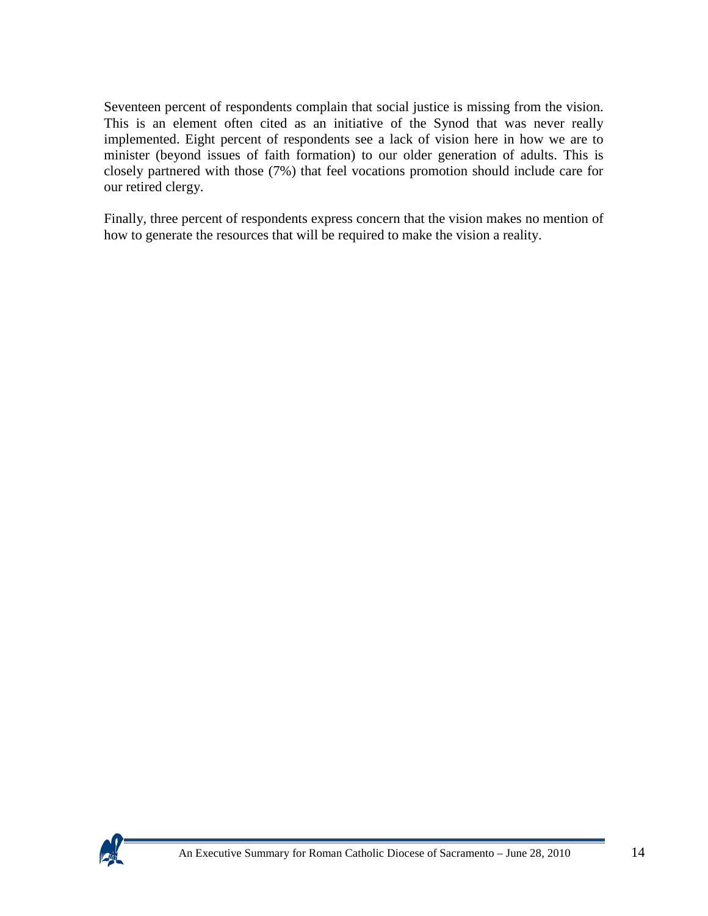Seventeen percent of respondents complain that social justice is missing from the vision. This is an element often cited as an initiative of the Synod that was never really implemented. Eight percent of respondents see a lack of vision here in how we are to minister (beyond issues of faith formation) to our older generation of adults. This is closely partnered with those (7%) that feel vocations promotion should include care for our retired clergy.

Finally, three percent of respondents express concern that the vision makes no mention of how to generate the resources that will be required to make the vision a reality.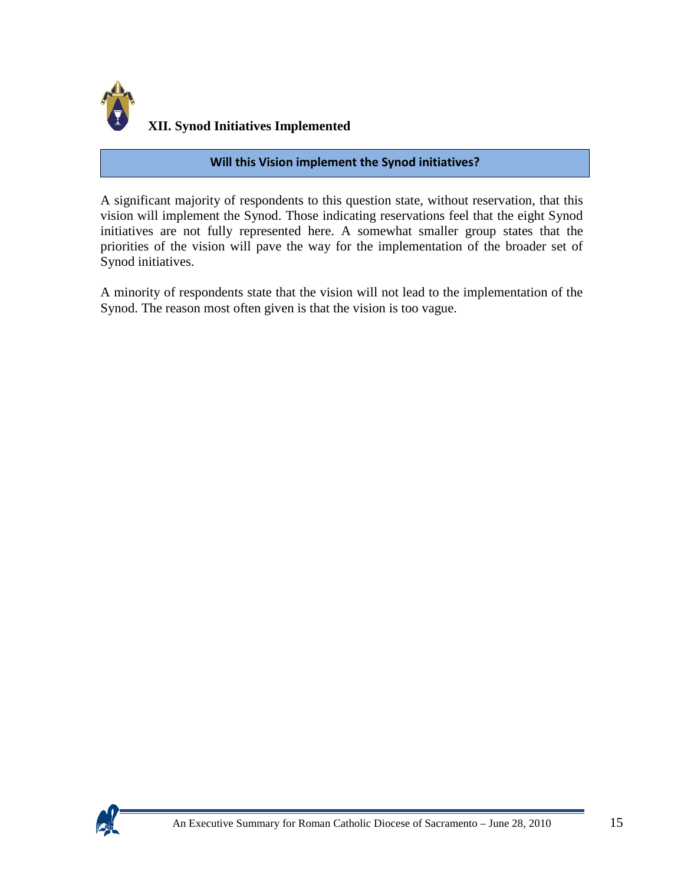## XII. Synod Initiatives Implemented

**Will this Vision implement the Synod initiatives?**

A significant majority of respondents to this question state, without reservation, that this vision will implement the Synod. Those indicating reservations feel that the eight Synod initiatives are not fully represented here. A somewhat smaller group states that the priorities of the vision will pave the way for the implementation of the broader set of Synod initiatives.

A minority of respondents state that the vision will not lead to the implementation of the Synod. The reason most often given is that the vision is too vague.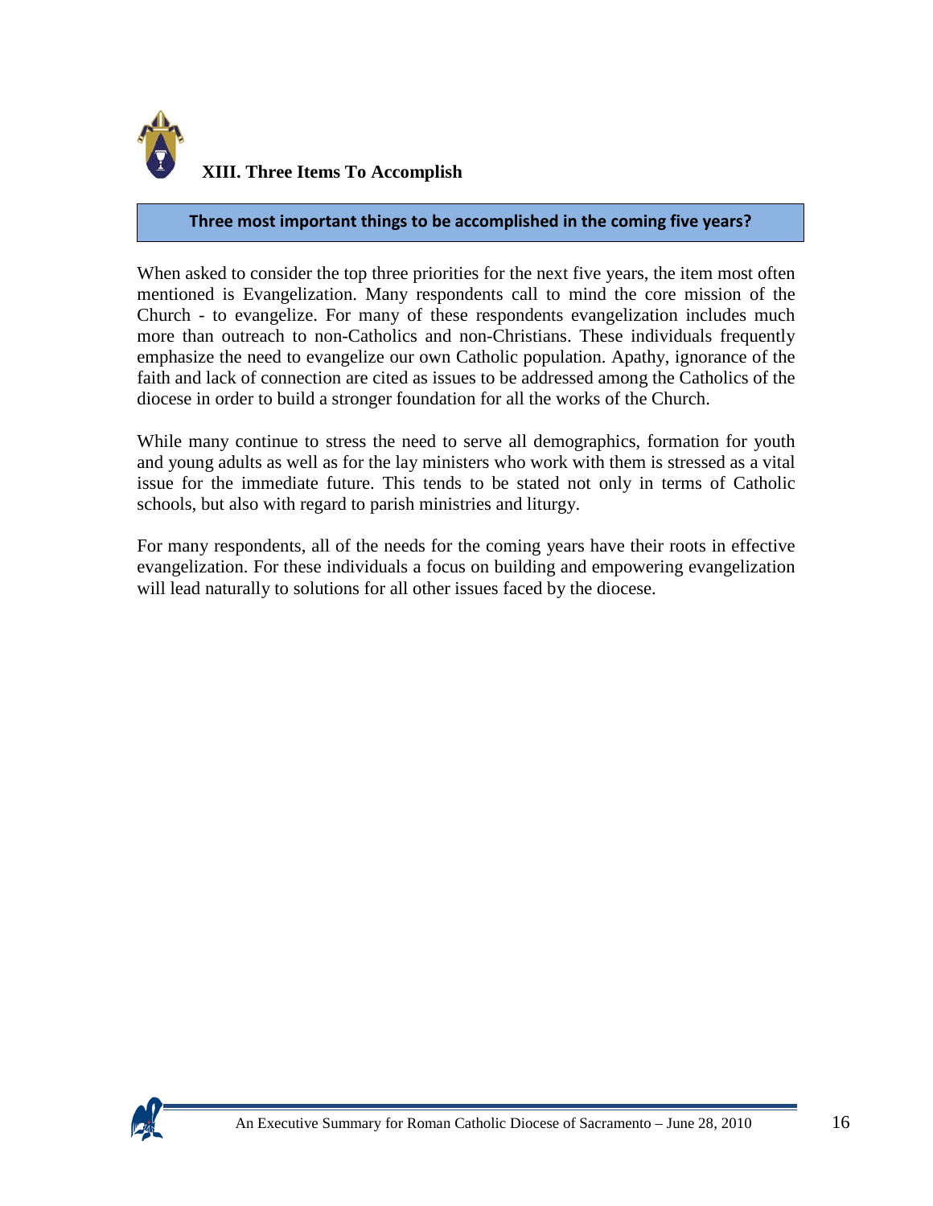## XIII. Three Items To Accomplish

**Three most important things to be accomplished in the coming five years?**

When asked to consider the top three priorities for the next five years, the item most often mentioned is Evangelization. Many respondents call to mind the core mission of the Church - to evangelize. For many of these respondents evangelization includes much more than outreach to non-Catholics and non-Christians. These individuals frequently emphasize the need to evangelize our own Catholic population. Apathy, ignorance of the faith and lack of connection are cited as issues to be addressed among the Catholics of the diocese in order to build a stronger foundation for all the works of the Church.

While many continue to stress the need to serve all demographics, formation for youth and young adults as well as for the lay ministers who work with them is stressed as a vital issue for the immediate future. This tends to be stated not only in terms of Catholic schools, but also with regard to parish ministries and liturgy.

For many respondents, all of the needs for the coming years have their roots in effective evangelization. For these individuals a focus on building and empowering evangelization will lead naturally to solutions for all other issues faced by the diocese.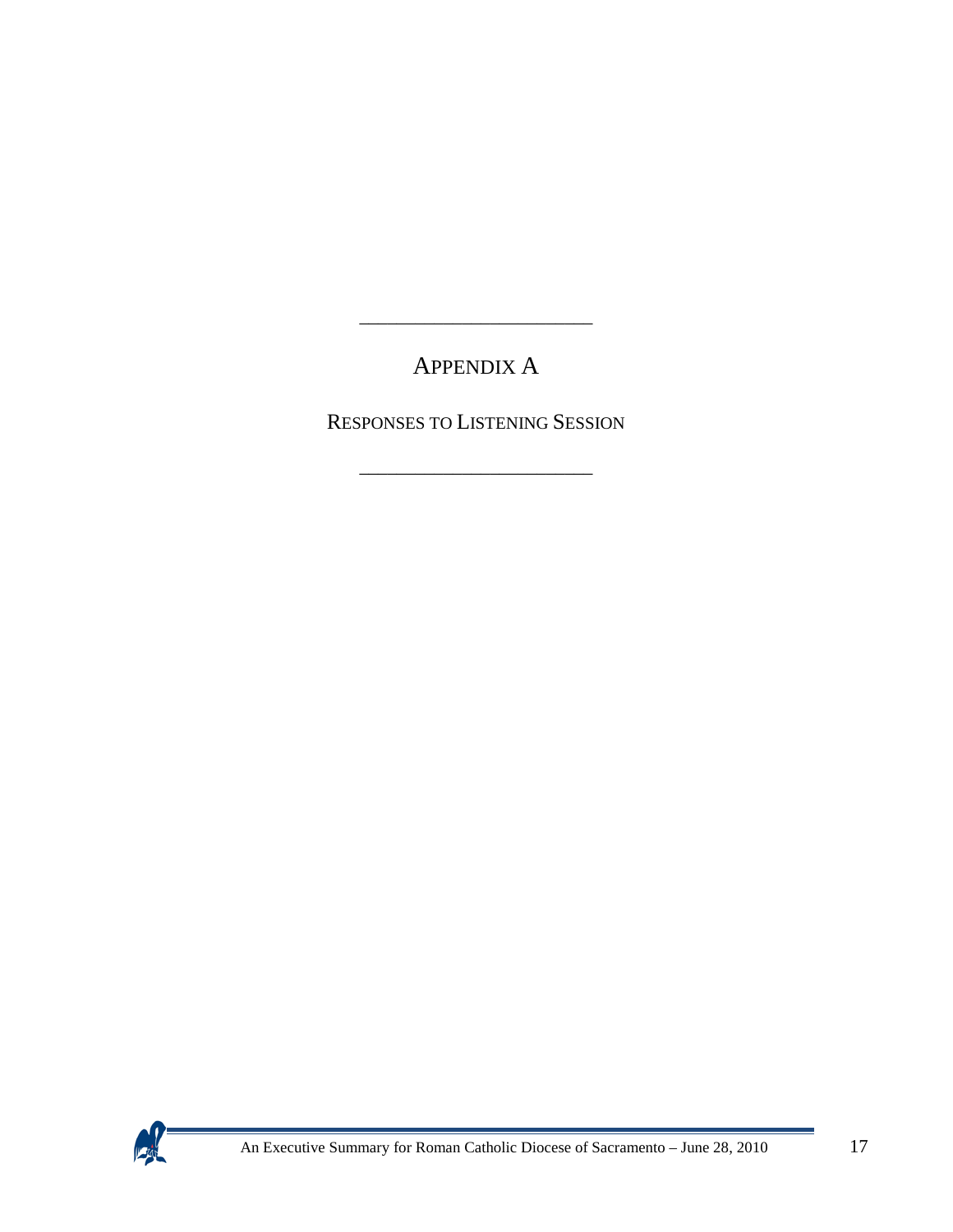---

# APPENDIX A

## RESPONSES TO LISTENING SESSION

---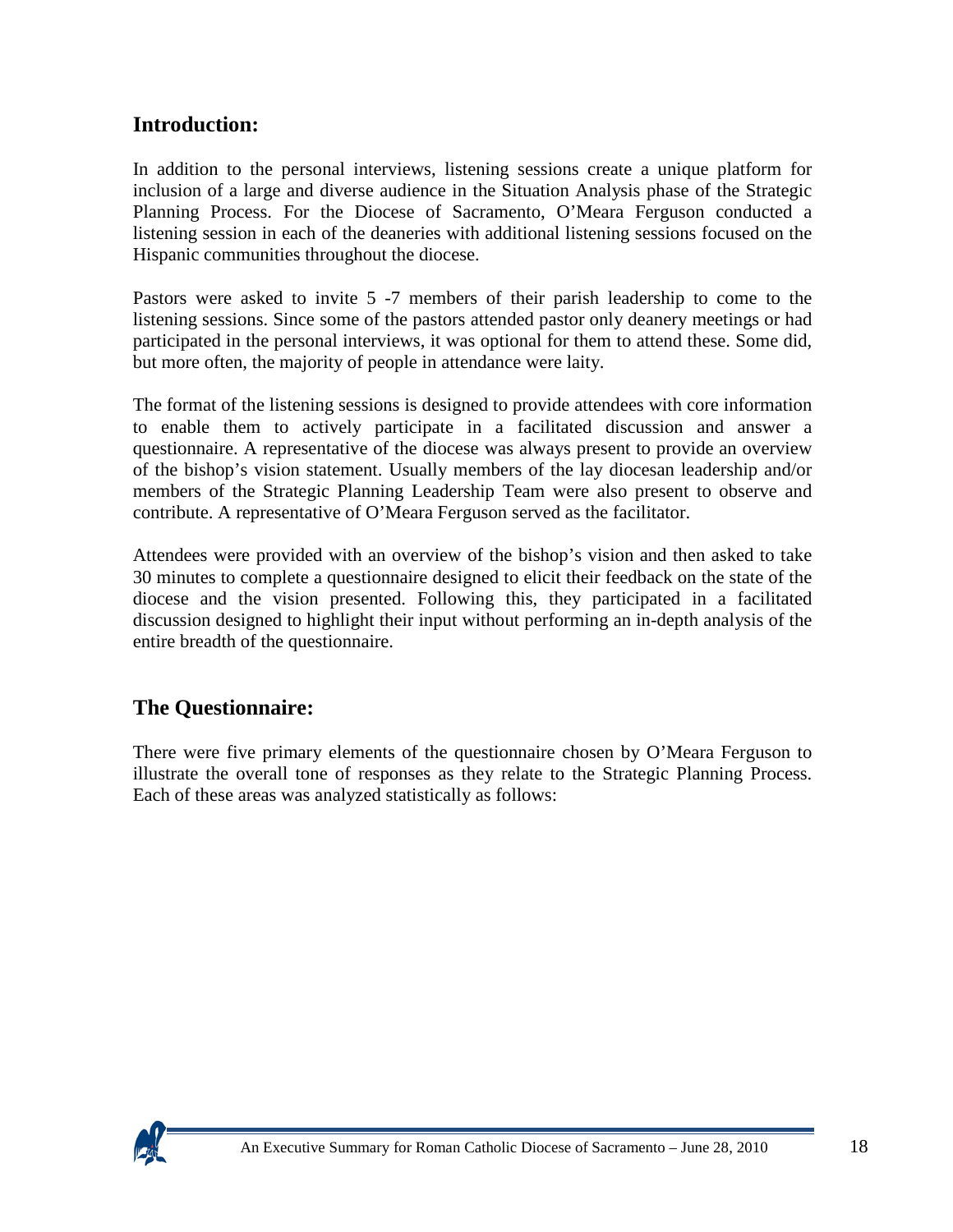## Introduction:

In addition to the personal interviews, listening sessions create a unique platform for inclusion of a large and diverse audience in the Situation Analysis phase of the Strategic Planning Process. For the Diocese of Sacramento, O'Meara Ferguson conducted a listening session in each of the deaneries with additional listening sessions focused on the Hispanic communities throughout the diocese.

Pastors were asked to invite 5 -7 members of their parish leadership to come to the listening sessions. Since some of the pastors attended pastor only deanery meetings or had participated in the personal interviews, it was optional for them to attend these. Some did, but more often, the majority of people in attendance were laity.

The format of the listening sessions is designed to provide attendees with core information to enable them to actively participate in a facilitated discussion and answer a questionnaire. A representative of the diocese was always present to provide an overview of the bishop's vision statement. Usually members of the lay diocesan leadership and/or members of the Strategic Planning Leadership Team were also present to observe and contribute. A representative of O'Meara Ferguson served as the facilitator.

Attendees were provided with an overview of the bishop's vision and then asked to take 30 minutes to complete a questionnaire designed to elicit their feedback on the state of the diocese and the vision presented. Following this, they participated in a facilitated discussion designed to highlight their input without performing an in-depth analysis of the entire breadth of the questionnaire.

## The Questionnaire:

There were five primary elements of the questionnaire chosen by O'Meara Ferguson to illustrate the overall tone of responses as they relate to the Strategic Planning Process. Each of these areas was analyzed statistically as follows: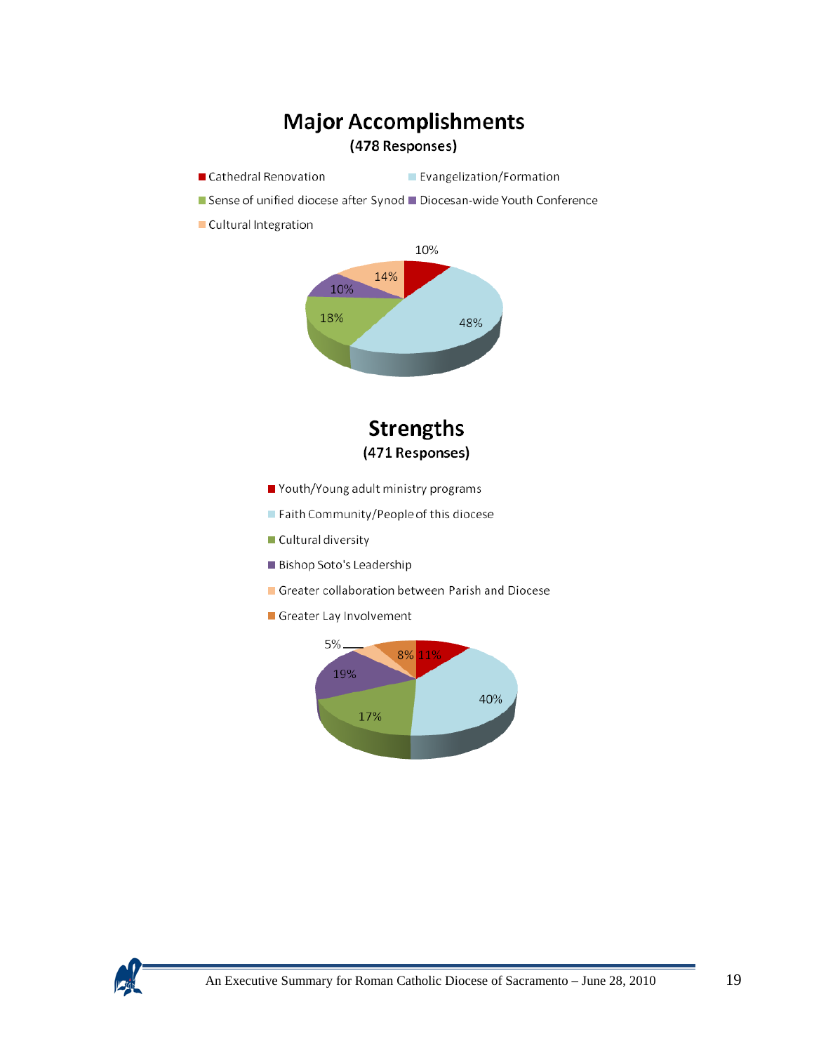## Major Accomplishments

**(478 Responses)**

| Category | Percentage |
| --- | --- |
| Cathedral Renovation | 10% |
| Evangelization/Formation | 48% |
| Sense of unified diocese after Synod | 18% |
| Diocesan-wide Youth Conference | 10% |
| Cultural Integration | 14% |

## Strengths

**(471 Responses)**

| Category | Percentage |
| --- | --- |
| Youth/Young adult ministry programs | 11% |
| Faith Community/People of this diocese | 40% |
| Cultural diversity | 17% |
| Bishop Soto's Leadership | 19% |
| Greater collaboration between Parish and Diocese | 5% |
| Greater Lay Involvement | 8% |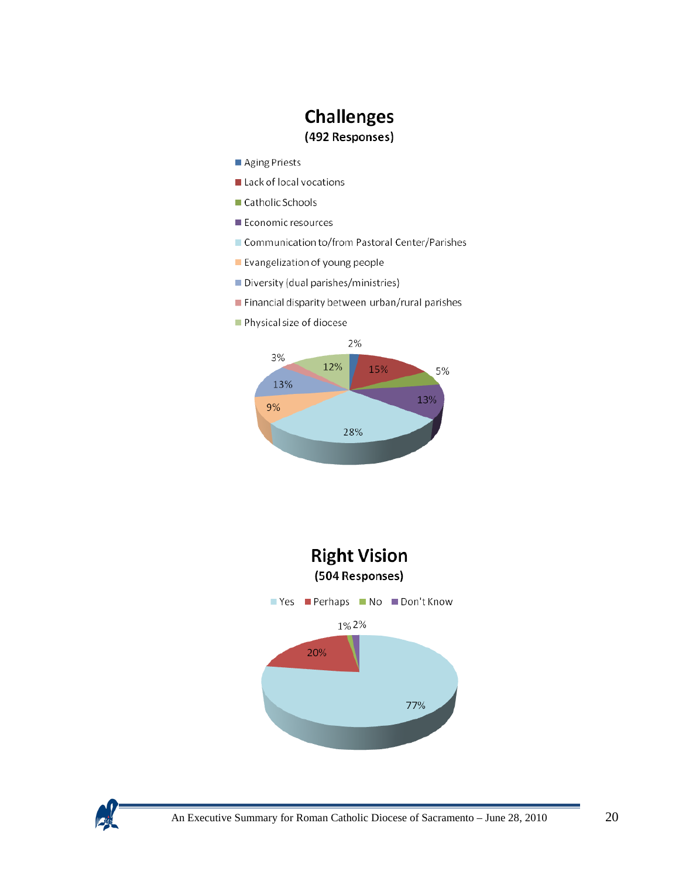## Challenges
**(492 Responses)**

| Challenge | Percentage |
|---|---|
| Aging Priests | 2% |
| Lack of local vocations | 15% |
| Catholic Schools | 5% |
| Economic resources | 13% |
| Communication to/from Pastoral Center/Parishes | 28% |
| Evangelization of young people | 9% |
| Diversity (dual parishes/ministries) | 13% |
| Financial disparity between urban/rural parishes | 3% |
| Physical size of diocese | 12% |

## Right Vision
**(504 Responses)**

| Response | Percentage |
|---|---|
| Yes | 77% |
| Perhaps | 20% |
| No | 1% |
| Don't Know | 2% |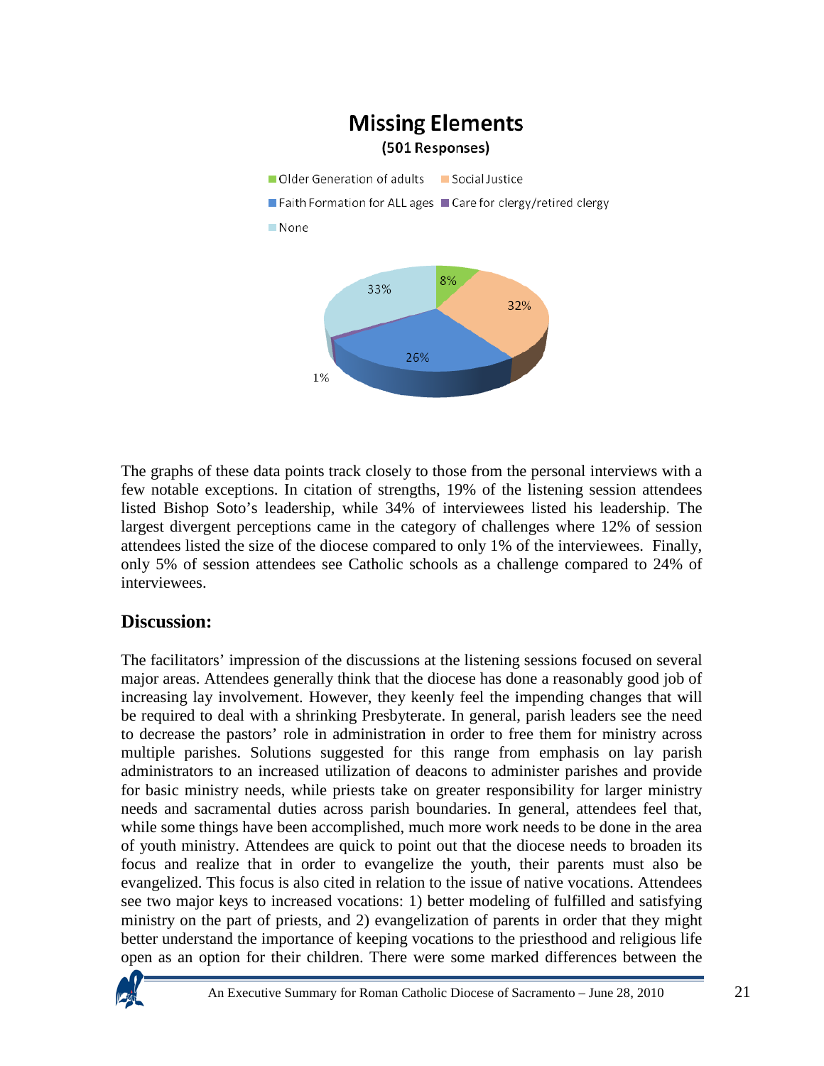**Missing Elements**
**(501 Responses)**

| Category | Percentage |
|---|---|
| Older Generation of adults | 8% |
| Social Justice | 32% |
| Faith Formation for ALL ages | 26% |
| Care for clergy/retired clergy | 1% |
| None | 33% |

The graphs of these data points track closely to those from the personal interviews with a few notable exceptions. In citation of strengths, 19% of the listening session attendees listed Bishop Soto's leadership, while 34% of interviewees listed his leadership. The largest divergent perceptions came in the category of challenges where 12% of session attendees listed the size of the diocese compared to only 1% of the interviewees. Finally, only 5% of session attendees see Catholic schools as a challenge compared to 24% of interviewees.

## Discussion:

The facilitators' impression of the discussions at the listening sessions focused on several major areas. Attendees generally think that the diocese has done a reasonably good job of increasing lay involvement. However, they keenly feel the impending changes that will be required to deal with a shrinking Presbyterate. In general, parish leaders see the need to decrease the pastors' role in administration in order to free them for ministry across multiple parishes. Solutions suggested for this range from emphasis on lay parish administrators to an increased utilization of deacons to administer parishes and provide for basic ministry needs, while priests take on greater responsibility for larger ministry needs and sacramental duties across parish boundaries. In general, attendees feel that, while some things have been accomplished, much more work needs to be done in the area of youth ministry. Attendees are quick to point out that the diocese needs to broaden its focus and realize that in order to evangelize the youth, their parents must also be evangelized. This focus is also cited in relation to the issue of native vocations. Attendees see two major keys to increased vocations: 1) better modeling of fulfilled and satisfying ministry on the part of priests, and 2) evangelization of parents in order that they might better understand the importance of keeping vocations to the priesthood and religious life open as an option for their children. There were some marked differences between the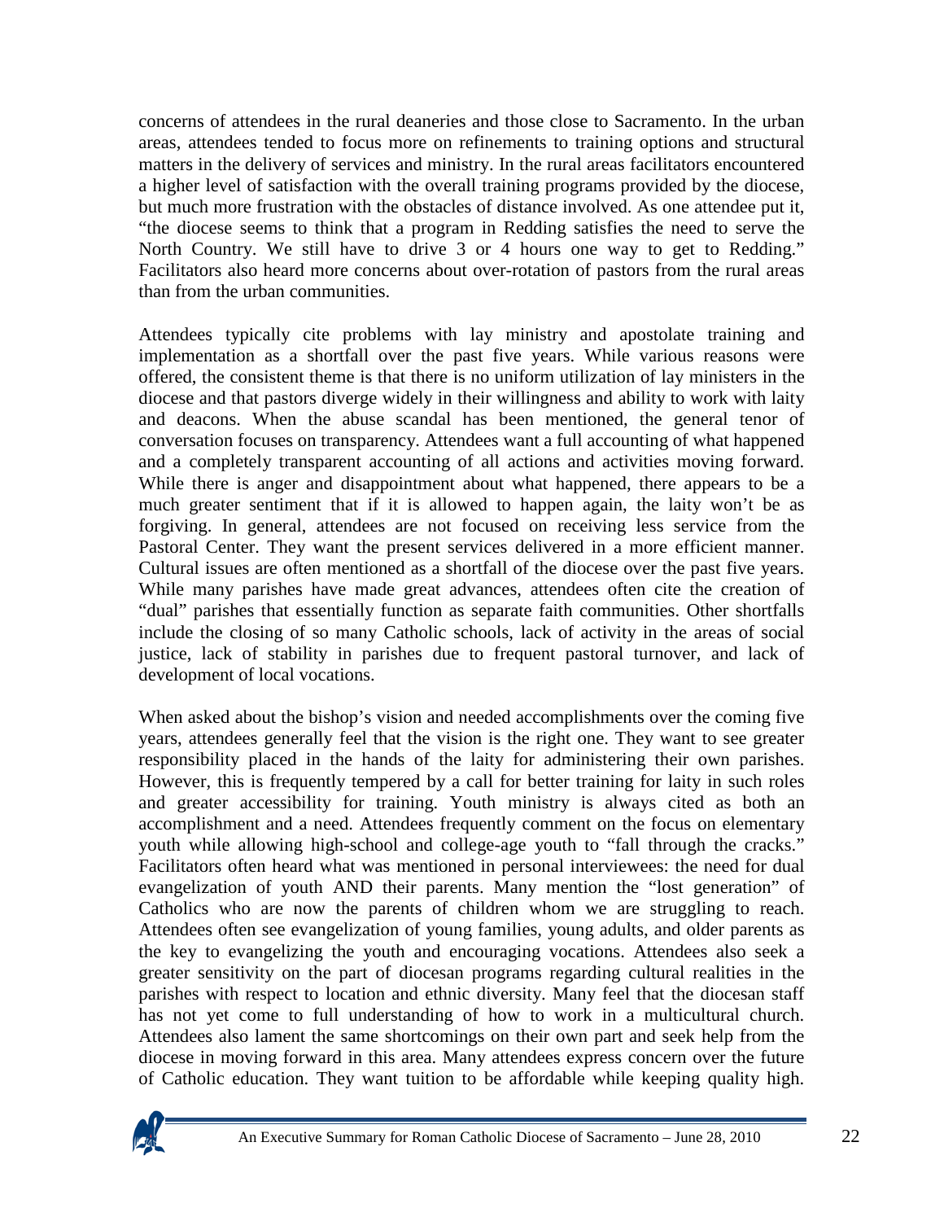concerns of attendees in the rural deaneries and those close to Sacramento. In the urban areas, attendees tended to focus more on refinements to training options and structural matters in the delivery of services and ministry. In the rural areas facilitators encountered a higher level of satisfaction with the overall training programs provided by the diocese, but much more frustration with the obstacles of distance involved. As one attendee put it, "the diocese seems to think that a program in Redding satisfies the need to serve the North Country. We still have to drive 3 or 4 hours one way to get to Redding." Facilitators also heard more concerns about over-rotation of pastors from the rural areas than from the urban communities.

Attendees typically cite problems with lay ministry and apostolate training and implementation as a shortfall over the past five years. While various reasons were offered, the consistent theme is that there is no uniform utilization of lay ministers in the diocese and that pastors diverge widely in their willingness and ability to work with laity and deacons. When the abuse scandal has been mentioned, the general tenor of conversation focuses on transparency. Attendees want a full accounting of what happened and a completely transparent accounting of all actions and activities moving forward. While there is anger and disappointment about what happened, there appears to be a much greater sentiment that if it is allowed to happen again, the laity won't be as forgiving. In general, attendees are not focused on receiving less service from the Pastoral Center. They want the present services delivered in a more efficient manner. Cultural issues are often mentioned as a shortfall of the diocese over the past five years. While many parishes have made great advances, attendees often cite the creation of "dual" parishes that essentially function as separate faith communities. Other shortfalls include the closing of so many Catholic schools, lack of activity in the areas of social justice, lack of stability in parishes due to frequent pastoral turnover, and lack of development of local vocations.

When asked about the bishop's vision and needed accomplishments over the coming five years, attendees generally feel that the vision is the right one. They want to see greater responsibility placed in the hands of the laity for administering their own parishes. However, this is frequently tempered by a call for better training for laity in such roles and greater accessibility for training. Youth ministry is always cited as both an accomplishment and a need. Attendees frequently comment on the focus on elementary youth while allowing high-school and college-age youth to "fall through the cracks." Facilitators often heard what was mentioned in personal interviewees: the need for dual evangelization of youth AND their parents. Many mention the "lost generation" of Catholics who are now the parents of children whom we are struggling to reach. Attendees often see evangelization of young families, young adults, and older parents as the key to evangelizing the youth and encouraging vocations. Attendees also seek a greater sensitivity on the part of diocesan programs regarding cultural realities in the parishes with respect to location and ethnic diversity. Many feel that the diocesan staff has not yet come to full understanding of how to work in a multicultural church. Attendees also lament the same shortcomings on their own part and seek help from the diocese in moving forward in this area. Many attendees express concern over the future of Catholic education. They want tuition to be affordable while keeping quality high.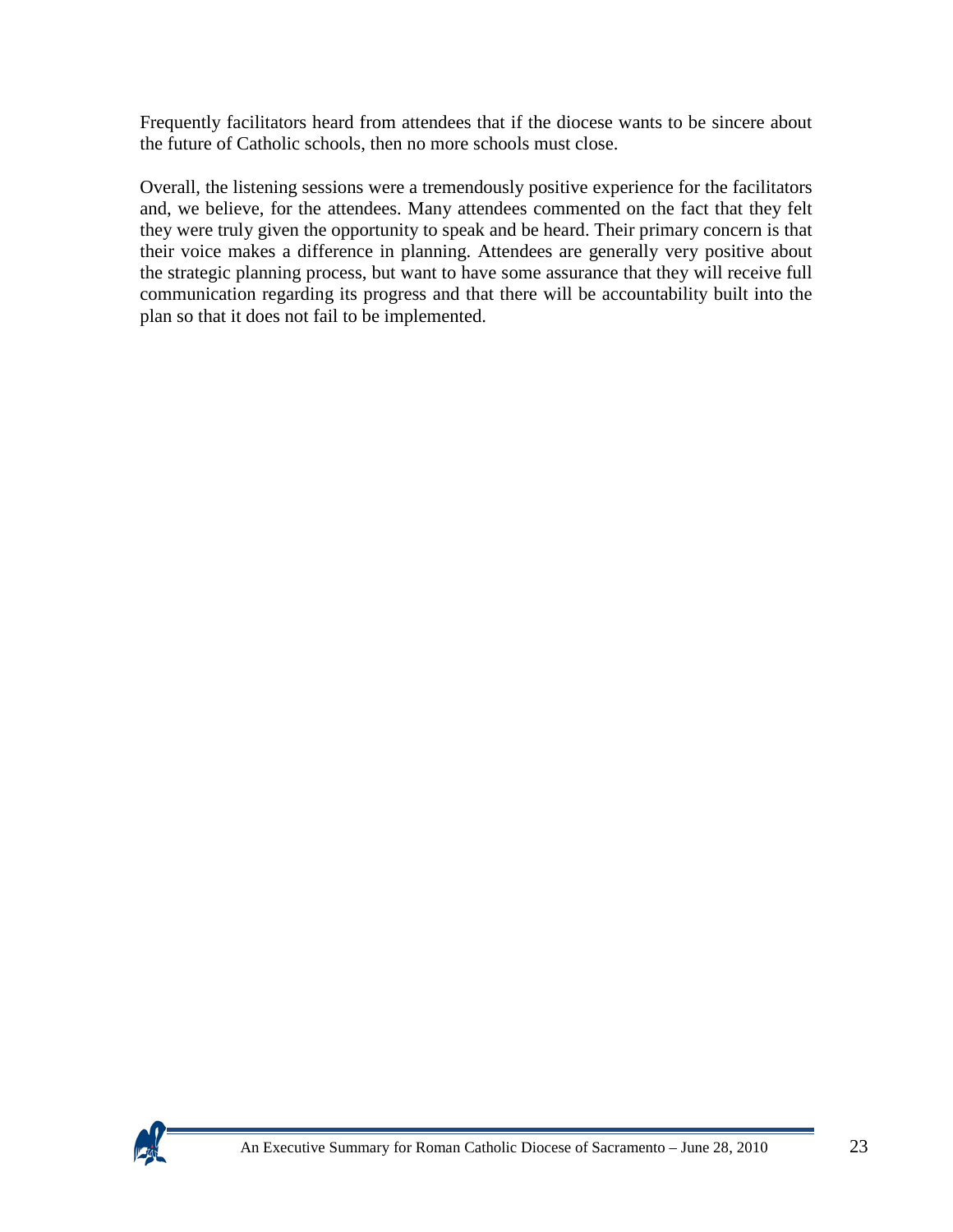Frequently facilitators heard from attendees that if the diocese wants to be sincere about the future of Catholic schools, then no more schools must close.

Overall, the listening sessions were a tremendously positive experience for the facilitators and, we believe, for the attendees. Many attendees commented on the fact that they felt they were truly given the opportunity to speak and be heard. Their primary concern is that their voice makes a difference in planning. Attendees are generally very positive about the strategic planning process, but want to have some assurance that they will receive full communication regarding its progress and that there will be accountability built into the plan so that it does not fail to be implemented.